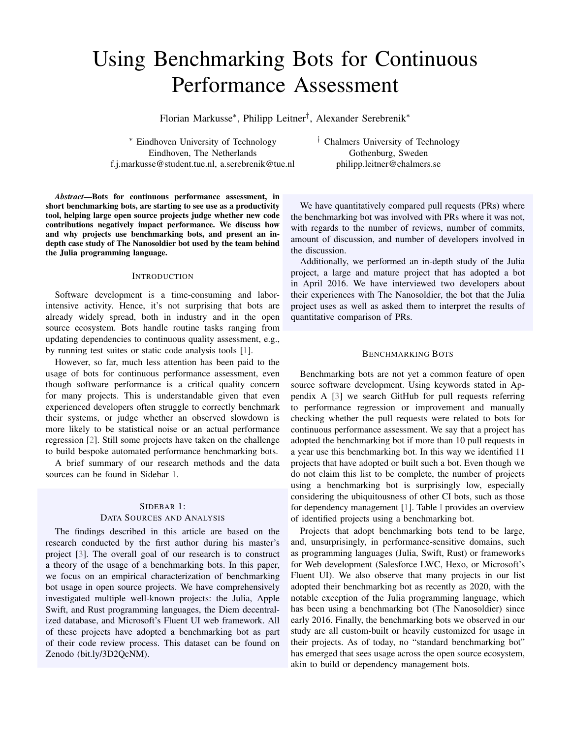# Using Benchmarking Bots for Continuous Performance Assessment

Florian Markusse*, Philipp Leitner†, Alexander Serebrenik*

\* Eindhoven University of Technology
Eindhoven, The Netherlands
f.j.markusse@student.tue.nl, a.serebrenik@tue.nl

† Chalmers University of Technology
Gothenburg, Sweden
philipp.leitner@chalmers.se

***Abstract*—Bots for continuous performance assessment, in short benchmarking bots, are starting to see use as a productivity tool, helping large open source projects judge whether new code contributions negatively impact performance. We discuss how and why projects use benchmarking bots, and present an in-depth case study of The Nanosoldier bot used by the team behind the Julia programming language.**

## INTRODUCTION

Software development is a time-consuming and labor-intensive activity. Hence, it's not surprising that bots are already widely spread, both in industry and in the open source ecosystem. Bots handle routine tasks ranging from updating dependencies to continuous quality assessment, e.g., by running test suites or static code analysis tools [1].

However, so far, much less attention has been paid to the usage of bots for continuous performance assessment, even though software performance is a critical quality concern for many projects. This is understandable given that even experienced developers often struggle to correctly benchmark their systems, or judge whether an observed slowdown is more likely to be statistical noise or an actual performance regression [2]. Still some projects have taken on the challenge to build bespoke automated performance benchmarking bots.

A brief summary of our research methods and the data sources can be found in Sidebar 1.

## SIDEBAR 1: DATA SOURCES AND ANALYSIS

The findings described in this article are based on the research conducted by the first author during his master's project [3]. The overall goal of our research is to construct a theory of the usage of a benchmarking bots. In this paper, we focus on an empirical characterization of benchmarking bot usage in open source projects. We have comprehensively investigated multiple well-known projects: the Julia, Apple Swift, and Rust programming languages, the Diem decentralized database, and Microsoft's Fluent UI web framework. All of these projects have adopted a benchmarking bot as part of their code review process. This dataset can be found on Zenodo (bit.ly/3D2QcNM).

We have quantitatively compared pull requests (PRs) where the benchmarking bot was involved with PRs where it was not, with regards to the number of reviews, number of commits, amount of discussion, and number of developers involved in the discussion.

Additionally, we performed an in-depth study of the Julia project, a large and mature project that has adopted a bot in April 2016. We have interviewed two developers about their experiences with The Nanosoldier, the bot that the Julia project uses as well as asked them to interpret the results of quantitative comparison of PRs.

## BENCHMARKING BOTS

Benchmarking bots are not yet a common feature of open source software development. Using keywords stated in Appendix A [3] we search GitHub for pull requests referring to performance regression or improvement and manually checking whether the pull requests were related to bots for continuous performance assessment. We say that a project has adopted the benchmarking bot if more than 10 pull requests in a year use this benchmarking bot. In this way we identified 11 projects that have adopted or built such a bot. Even though we do not claim this list to be complete, the number of projects using a benchmarking bot is surprisingly low, especially considering the ubiquitousness of other CI bots, such as those for dependency management [1]. Table I provides an overview of identified projects using a benchmarking bot.

Projects that adopt benchmarking bots tend to be large, and, unsurprisingly, in performance-sensitive domains, such as programming languages (Julia, Swift, Rust) or frameworks for Web development (Salesforce LWC, Hexo, or Microsoft's Fluent UI). We also observe that many projects in our list adopted their benchmarking bot as recently as 2020, with the notable exception of the Julia programming language, which has been using a benchmarking bot (The Nanosoldier) since early 2016. Finally, the benchmarking bots we observed in our study are all custom-built or heavily customized for usage in their projects. As of today, no "standard benchmarking bot" has emerged that sees usage across the open source ecosystem, akin to build or dependency management bots.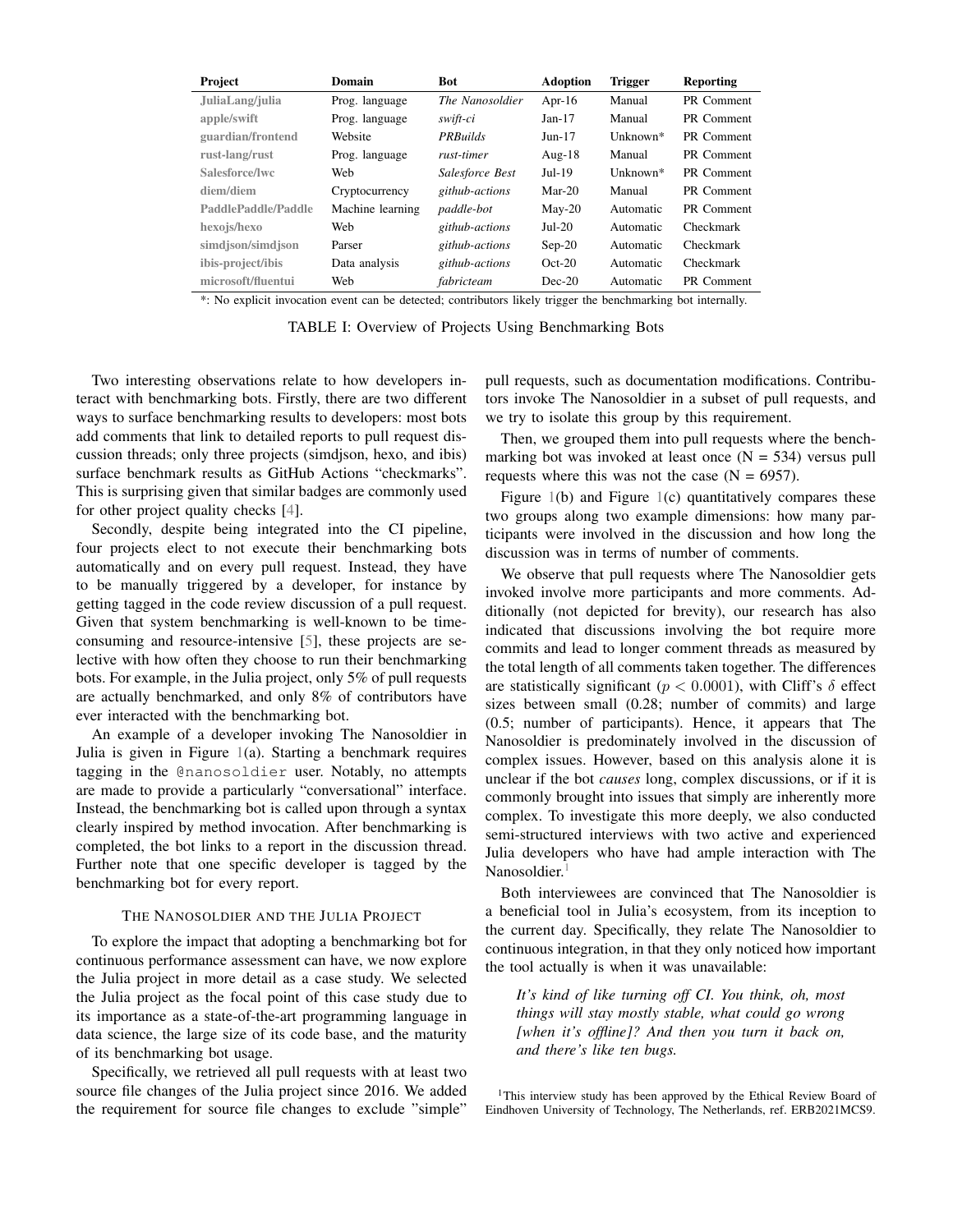| Project | Domain | Bot | Adoption | Trigger | Reporting |
|---|---|---|---|---|---|
| JuliaLang/julia | Prog. language | *The Nanosoldier* | Apr-16 | Manual | PR Comment |
| apple/swift | Prog. language | *swift-ci* | Jan-17 | Manual | PR Comment |
| guardian/frontend | Website | *PRBuilds* | Jun-17 | Unknown* | PR Comment |
| rust-lang/rust | Prog. language | *rust-timer* | Aug-18 | Manual | PR Comment |
| Salesforce/lwc | Web | *Salesforce Best* | Jul-19 | Unknown* | PR Comment |
| diem/diem | Cryptocurrency | *github-actions* | Mar-20 | Manual | PR Comment |
| PaddlePaddle/Paddle | Machine learning | *paddle-bot* | May-20 | Automatic | PR Comment |
| hexojs/hexo | Web | *github-actions* | Jul-20 | Automatic | Checkmark |
| simdjson/simdjson | Parser | *github-actions* | Sep-20 | Automatic | Checkmark |
| ibis-project/ibis | Data analysis | *github-actions* | Oct-20 | Automatic | Checkmark |
| microsoft/fluentui | Web | *fabricteam* | Dec-20 | Automatic | PR Comment |

*: No explicit invocation event can be detected; contributors likely trigger the benchmarking bot internally.

TABLE I: Overview of Projects Using Benchmarking Bots

Two interesting observations relate to how developers interact with benchmarking bots. Firstly, there are two different ways to surface benchmarking results to developers: most bots add comments that link to detailed reports to pull request discussion threads; only three projects (simdjson, hexo, and ibis) surface benchmark results as GitHub Actions "checkmarks". This is surprising given that similar badges are commonly used for other project quality checks [4].

Secondly, despite being integrated into the CI pipeline, four projects elect to not execute their benchmarking bots automatically and on every pull request. Instead, they have to be manually triggered by a developer, for instance by getting tagged in the code review discussion of a pull request. Given that system benchmarking is well-known to be time-consuming and resource-intensive [5], these projects are selective with how often they choose to run their benchmarking bots. For example, in the Julia project, only 5% of pull requests are actually benchmarked, and only 8% of contributors have ever interacted with the benchmarking bot.

An example of a developer invoking The Nanosoldier in Julia is given in Figure 1(a). Starting a benchmark requires tagging in the `@nanosoldier` user. Notably, no attempts are made to provide a particularly "conversational" interface. Instead, the benchmarking bot is called upon through a syntax clearly inspired by method invocation. After benchmarking is completed, the bot links to a report in the discussion thread. Further note that one specific developer is tagged by the benchmarking bot for every report.

## The Nanosoldier and the Julia Project

To explore the impact that adopting a benchmarking bot for continuous performance assessment can have, we now explore the Julia project in more detail as a case study. We selected the Julia project as the focal point of this case study due to its importance as a state-of-the-art programming language in data science, the large size of its code base, and the maturity of its benchmarking bot usage.

Specifically, we retrieved all pull requests with at least two source file changes of the Julia project since 2016. We added the requirement for source file changes to exclude "simple" pull requests, such as documentation modifications. Contributors invoke The Nanosoldier in a subset of pull requests, and we try to isolate this group by this requirement.

Then, we grouped them into pull requests where the benchmarking bot was invoked at least once (N = 534) versus pull requests where this was not the case (N = 6957).

Figure 1(b) and Figure 1(c) quantitatively compares these two groups along two example dimensions: how many participants were involved in the discussion and how long the discussion was in terms of number of comments.

We observe that pull requests where The Nanosoldier gets invoked involve more participants and more comments. Additionally (not depicted for brevity), our research has also indicated that discussions involving the bot require more commits and lead to longer comment threads as measured by the total length of all comments taken together. The differences are statistically significant ($p < 0.0001$), with Cliff's $\delta$ effect sizes between small (0.28; number of commits) and large (0.5; number of participants). Hence, it appears that The Nanosoldier is predominately involved in the discussion of complex issues. However, based on this analysis alone it is unclear if the bot *causes* long, complex discussions, or if it is commonly brought into issues that simply are inherently more complex. To investigate this more deeply, we also conducted semi-structured interviews with two active and experienced Julia developers who have had ample interaction with The Nanosoldier.[1]

Both interviewees are convinced that The Nanosoldier is a beneficial tool in Julia's ecosystem, from its inception to the current day. Specifically, they relate The Nanosoldier to continuous integration, in that they only noticed how important the tool actually is when it was unavailable:

> *It's kind of like turning off CI. You think, oh, most things will stay mostly stable, what could go wrong [when it's offline]? And then you turn it back on, and there's like ten bugs.*

[1]This interview study has been approved by the Ethical Review Board of Eindhoven University of Technology, The Netherlands, ref. ERB2021MCS9.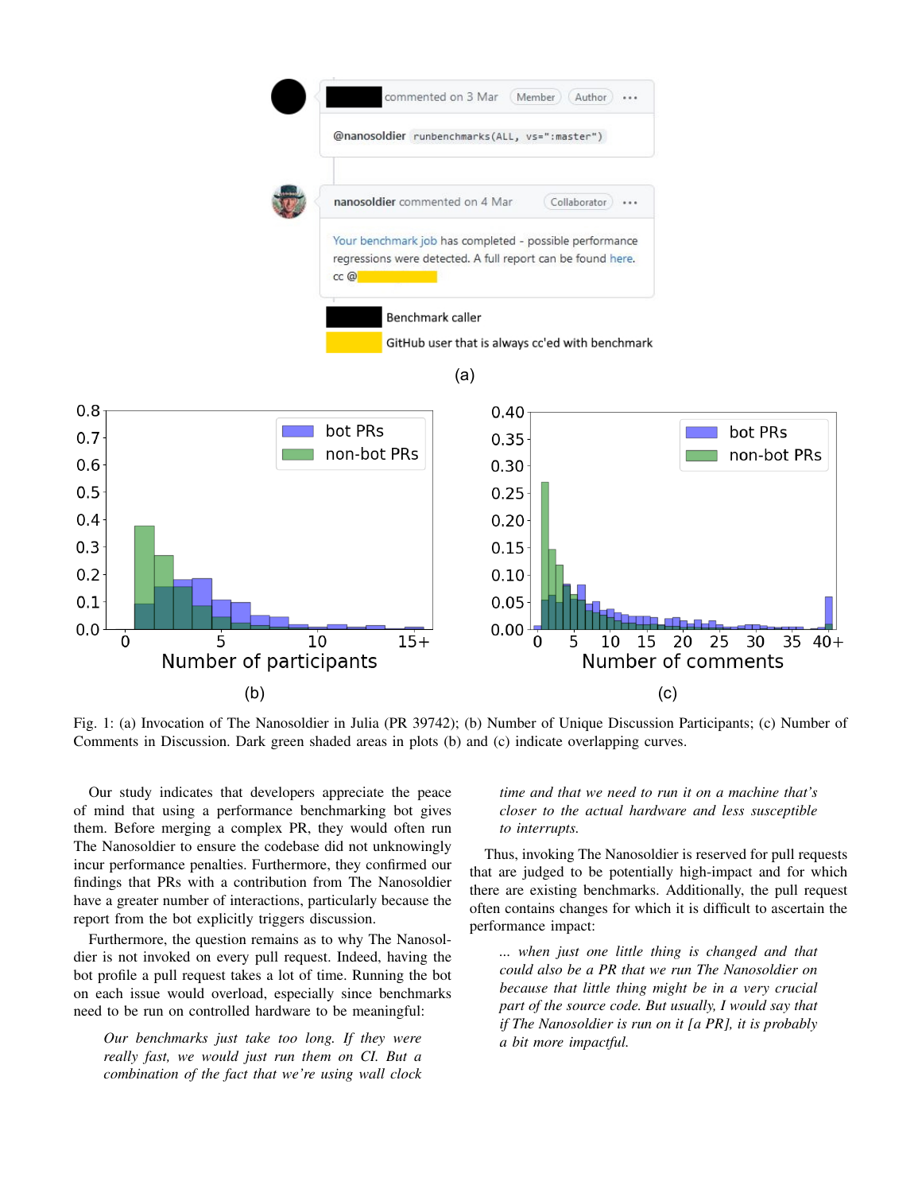Fig. 1: (a) Invocation of The Nanosoldier in Julia (PR 39742); (b) Number of Unique Discussion Participants; (c) Number of Comments in Discussion. Dark green shaded areas in plots (b) and (c) indicate overlapping curves.

Our study indicates that developers appreciate the peace of mind that using a performance benchmarking bot gives them. Before merging a complex PR, they would often run The Nanosoldier to ensure the codebase did not unknowingly incur performance penalties. Furthermore, they confirmed our findings that PRs with a contribution from The Nanosoldier have a greater number of interactions, particularly because the report from the bot explicitly triggers discussion.

Furthermore, the question remains as to why The Nanosoldier is not invoked on every pull request. Indeed, having the bot profile a pull request takes a lot of time. Running the bot on each issue would overload, especially since benchmarks need to be run on controlled hardware to be meaningful:

> *Our benchmarks just take too long. If they were really fast, we would just run them on CI. But a combination of the fact that we're using wall clock time and that we need to run it on a machine that's closer to the actual hardware and less susceptible to interrupts.*

Thus, invoking The Nanosoldier is reserved for pull requests that are judged to be potentially high-impact and for which there are existing benchmarks. Additionally, the pull request often contains changes for which it is difficult to ascertain the performance impact:

> *... when just one little thing is changed and that could also be a PR that we run The Nanosoldier on because that little thing might be in a very crucial part of the source code. But usually, I would say that if The Nanosoldier is run on it [a PR], it is probably a bit more impactful.*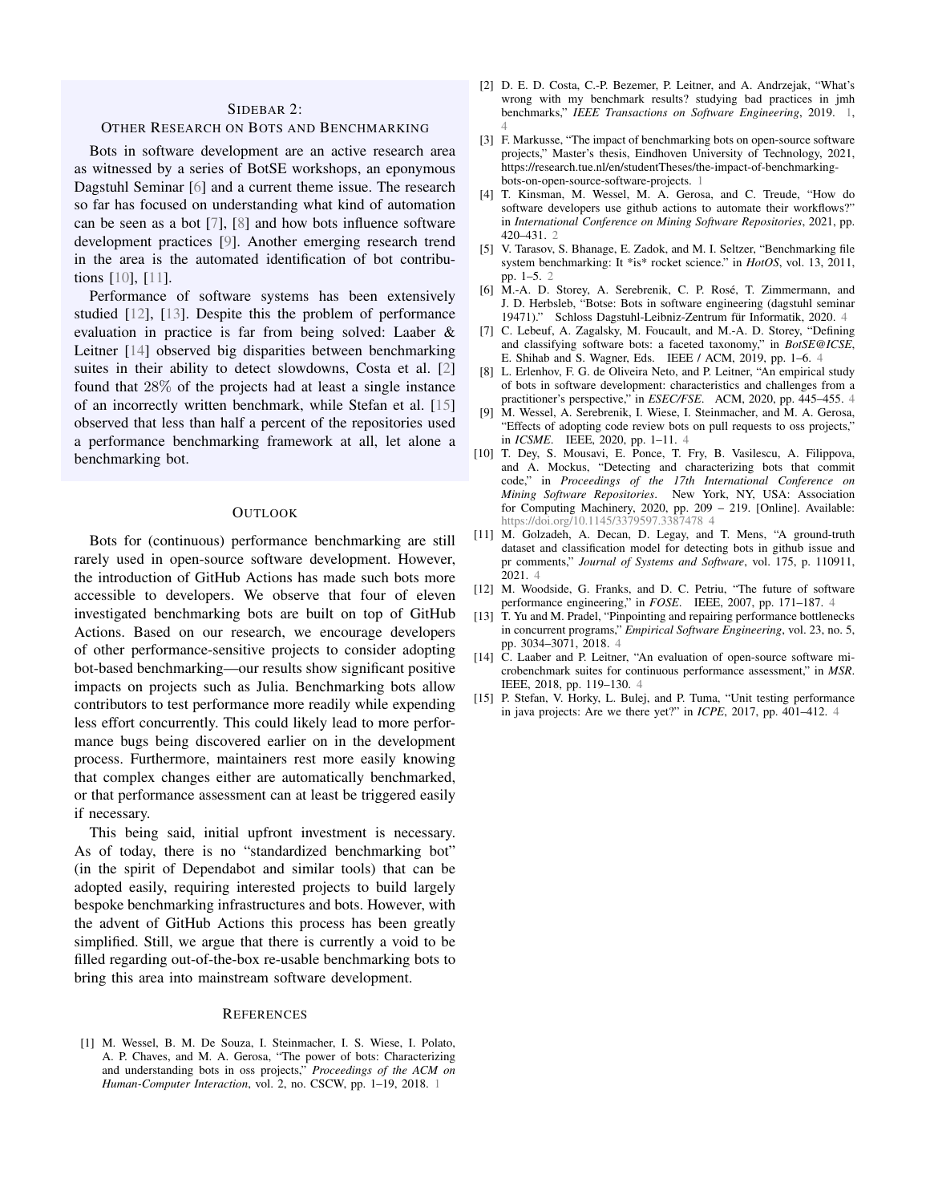### Sidebar 2: Other Research on Bots and Benchmarking

Bots in software development are an active research area as witnessed by a series of BotSE workshops, an eponymous Dagstuhl Seminar [6] and a current theme issue. The research so far has focused on understanding what kind of automation can be seen as a bot [7], [8] and how bots influence software development practices [9]. Another emerging research trend in the area is the automated identification of bot contributions [10], [11].

Performance of software systems has been extensively studied [12], [13]. Despite this the problem of performance evaluation in practice is far from being solved: Laaber & Leitner [14] observed big disparities between benchmarking suites in their ability to detect slowdowns, Costa et al. [2] found that 28% of the projects had at least a single instance of an incorrectly written benchmark, while Stefan et al. [15] observed that less than half a percent of the repositories used a performance benchmarking framework at all, let alone a benchmarking bot.

## Outlook

Bots for (continuous) performance benchmarking are still rarely used in open-source software development. However, the introduction of GitHub Actions has made such bots more accessible to developers. We observe that four of eleven investigated benchmarking bots are built on top of GitHub Actions. Based on our research, we encourage developers of other performance-sensitive projects to consider adopting bot-based benchmarking—our results show significant positive impacts on projects such as Julia. Benchmarking bots allow contributors to test performance more readily while expending less effort concurrently. This could likely lead to more performance bugs being discovered earlier on in the development process. Furthermore, maintainers rest more easily knowing that complex changes either are automatically benchmarked, or that performance assessment can at least be triggered easily if necessary.

This being said, initial upfront investment is necessary. As of today, there is no "standardized benchmarking bot" (in the spirit of Dependabot and similar tools) that can be adopted easily, requiring interested projects to build largely bespoke benchmarking infrastructures and bots. However, with the advent of GitHub Actions this process has been greatly simplified. Still, we argue that there is currently a void to be filled regarding out-of-the-box re-usable benchmarking bots to bring this area into mainstream software development.

## References

[1] M. Wessel, B. M. De Souza, I. Steinmacher, I. S. Wiese, I. Polato, A. P. Chaves, and M. A. Gerosa, "The power of bots: Characterizing and understanding bots in oss projects," *Proceedings of the ACM on Human-Computer Interaction*, vol. 2, no. CSCW, pp. 1–19, 2018. 1

[2] D. E. D. Costa, C.-P. Bezemer, P. Leitner, and A. Andrzejak, "What's wrong with my benchmark results? studying bad practices in jmh benchmarks," *IEEE Transactions on Software Engineering*, 2019. 1, 4

[3] F. Markusse, "The impact of benchmarking bots on open-source software projects," Master's thesis, Eindhoven University of Technology, 2021, https://research.tue.nl/en/studentTheses/the-impact-of-benchmarking-bots-on-open-source-software-projects. 1

[4] T. Kinsman, M. Wessel, M. A. Gerosa, and C. Treude, "How do software developers use github actions to automate their workflows?" in *International Conference on Mining Software Repositories*, 2021, pp. 420–431. 2

[5] V. Tarasov, S. Bhanage, E. Zadok, and M. I. Seltzer, "Benchmarking file system benchmarking: It *is* rocket science." in *HotOS*, vol. 13, 2011, pp. 1–5. 2

[6] M.-A. D. Storey, A. Serebrenik, C. P. Rosé, T. Zimmermann, and J. D. Herbsleb, "Botse: Bots in software engineering (dagstuhl seminar 19471)." Schloss Dagstuhl-Leibniz-Zentrum für Informatik, 2020. 4

[7] C. Lebeuf, A. Zagalsky, M. Foucault, and M.-A. D. Storey, "Defining and classifying software bots: a faceted taxonomy," in *BotSE@ICSE*, E. Shihab and S. Wagner, Eds. IEEE / ACM, 2019, pp. 1–6. 4

[8] L. Erlenhov, F. G. de Oliveira Neto, and P. Leitner, "An empirical study of bots in software development: characteristics and challenges from a practitioner's perspective," in *ESEC/FSE*. ACM, 2020, pp. 445–455. 4

[9] M. Wessel, A. Serebrenik, I. Wiese, I. Steinmacher, and M. A. Gerosa, "Effects of adopting code review bots on pull requests to oss projects," in *ICSME*. IEEE, 2020, pp. 1–11. 4

[10] T. Dey, S. Mousavi, E. Ponce, T. Fry, B. Vasilescu, A. Filippova, and A. Mockus, "Detecting and characterizing bots that commit code," in *Proceedings of the 17th International Conference on Mining Software Repositories*. New York, NY, USA: Association for Computing Machinery, 2020, pp. 209 – 219. [Online]. Available: https://doi.org/10.1145/3379597.3387478 4

[11] M. Golzadeh, A. Decan, D. Legay, and T. Mens, "A ground-truth dataset and classification model for detecting bots in github issue and pr comments," *Journal of Systems and Software*, vol. 175, p. 110911, 2021. 4

[12] M. Woodside, G. Franks, and D. C. Petriu, "The future of software performance engineering," in *FOSE*. IEEE, 2007, pp. 171–187. 4

[13] T. Yu and M. Pradel, "Pinpointing and repairing performance bottlenecks in concurrent programs," *Empirical Software Engineering*, vol. 23, no. 5, pp. 3034–3071, 2018. 4

[14] C. Laaber and P. Leitner, "An evaluation of open-source software microbenchmark suites for continuous performance assessment," in *MSR*. IEEE, 2018, pp. 119–130. 4

[15] P. Stefan, V. Horky, L. Bulej, and P. Tuma, "Unit testing performance in java projects: Are we there yet?" in *ICPE*, 2017, pp. 401–412. 4